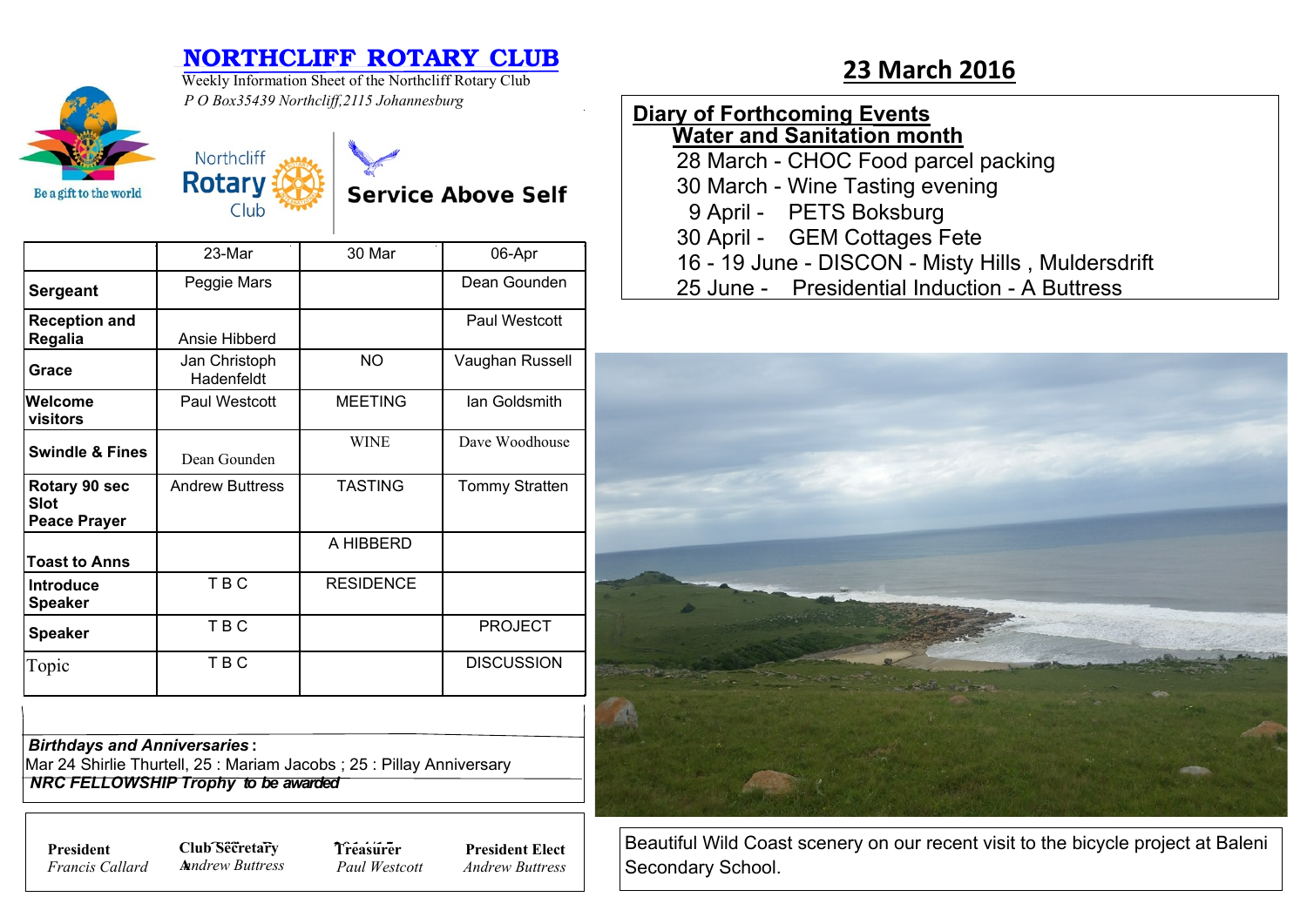# NORTHCLIFF ROTARY CLUB

Weekly Information Sheet of the Northcliff Rotary Club

*P O Box35439 Northcliff,2115 Johannesburg*

Be a gift to the world

Northcliff Rotary Club

**Service Above Self**

## 23 March 2016

| | 23-Mar | 30 Mar | 06-Apr |
|---|---|---|---|
| **Sergeant** | Peggie Mars | | Dean Gounden |
| **Reception and Regalia** | Ansie Hibberd | | Paul Westcott |
| **Grace** | Jan Christoph Hadenfeldt | NO | Vaughan Russell |
| **Welcome visitors** | Paul Westcott | MEETING | Ian Goldsmith |
| **Swindle & Fines** | Dean Gounden | WINE | Dave Woodhouse |
| **Rotary 90 sec Slot Peace Prayer** | Andrew Buttress | TASTING | Tommy Stratten |
| **Toast to Anns** | | A HIBBERD | |
| **Introduce Speaker** | T B C | RESIDENCE | |
| **Speaker** | T B C | | PROJECT |
| Topic | T B C | | DISCUSSION |

***Birthdays and Anniversaries*:**
Mar 24 Shirlie Thurtell, 25 : Mariam Jacobs ; 25 : Pillay Anniversary

***NRC FELLOWSHIP Trophy** to be awarded*

**President** *Francis Callard*

**Club Secretary** *Andrew Buttress*

**Treasurer** *Paul Westcott*

**President Elect** *Andrew Buttress*

**Diary of Forthcoming Events**

**Water and Sanitation month**

- 28 March - CHOC Food parcel packing
- 30 March - Wine Tasting evening
- 9 April - PETS Boksburg
- 30 April - GEM Cottages Fete
- 16 - 19 June - DISCON - Misty Hills , Muldersdrift
- 25 June - Presidential Induction - A Buttress

Beautiful Wild Coast scenery on our recent visit to the bicycle project at Baleni Secondary School.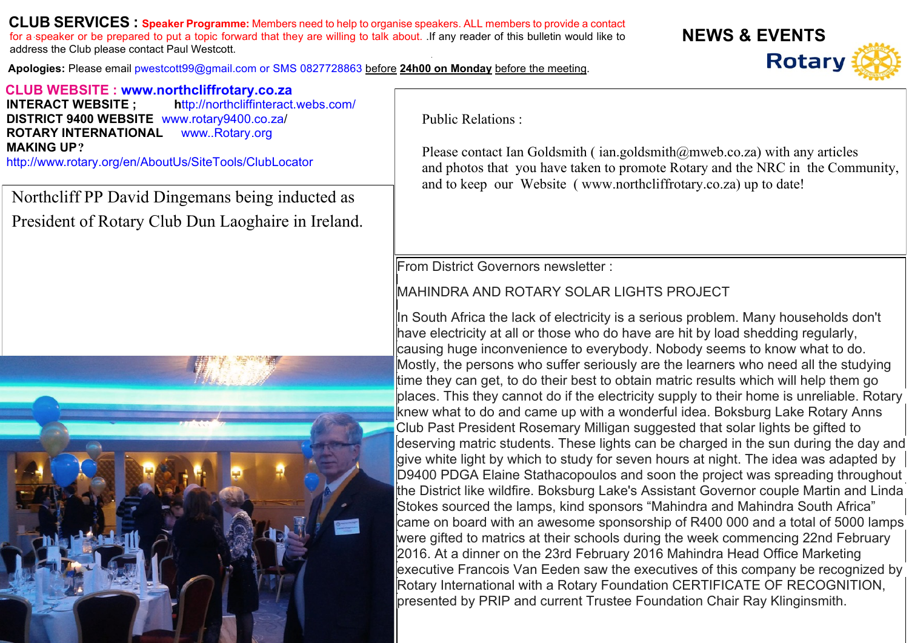**CLUB SERVICES : Speaker Programme:** Members need to help to organise speakers. ALL members to provide a contact for a speaker or be prepared to put a topic forward that they are willing to talk about. .If any reader of this bulletin would like to address the Club please contact Paul Westcott.

**Apologies:** Please email pwestcott99@gmail.com or SMS 0827728863 before **24h00 on Monday** before the meeting.

# NEWS & EVENTS

Rotary

**CLUB WEBSITE : www.northcliffrotary.co.za**

**INTERACT WEBSITE ;** http://northcliffinteract.webs.com/

**DISTRICT 9400 WEBSITE** www.rotary9400.co.za/

**ROTARY INTERNATIONAL** www..Rotary.org

**MAKING UP?**

http://www.rotary.org/en/AboutUs/SiteTools/ClubLocator

Northcliff PP David Dingemans being inducted as President of Rotary Club Dun Laoghaire in Ireland.

Public Relations :

Please contact Ian Goldsmith ( ian.goldsmith@mweb.co.za) with any articles and photos that you have taken to promote Rotary and the NRC in the Community, and to keep our Website ( www.northcliffrotary.co.za) up to date!

From District Governors newsletter :

MAHINDRA AND ROTARY SOLAR LIGHTS PROJECT

In South Africa the lack of electricity is a serious problem. Many households don't have electricity at all or those who do have are hit by load shedding regularly, causing huge inconvenience to everybody. Nobody seems to know what to do. Mostly, the persons who suffer seriously are the learners who need all the studying time they can get, to do their best to obtain matric results which will help them go places. This they cannot do if the electricity supply to their home is unreliable. Rotary knew what to do and came up with a wonderful idea. Boksburg Lake Rotary Anns Club Past President Rosemary Milligan suggested that solar lights be gifted to deserving matric students. These lights can be charged in the sun during the day and give white light by which to study for seven hours at night. The idea was adapted by D9400 PDGA Elaine Stathacopoulos and soon the project was spreading throughout the District like wildfire. Boksburg Lake's Assistant Governor couple Martin and Linda Stokes sourced the lamps, kind sponsors "Mahindra and Mahindra South Africa" came on board with an awesome sponsorship of R400 000 and a total of 5000 lamps were gifted to matrics at their schools during the week commencing 22nd February 2016. At a dinner on the 23rd February 2016 Mahindra Head Office Marketing executive Francois Van Eeden saw the executives of this company be recognized by Rotary International with a Rotary Foundation CERTIFICATE OF RECOGNITION, presented by PRIP and current Trustee Foundation Chair Ray Klinginsmith.